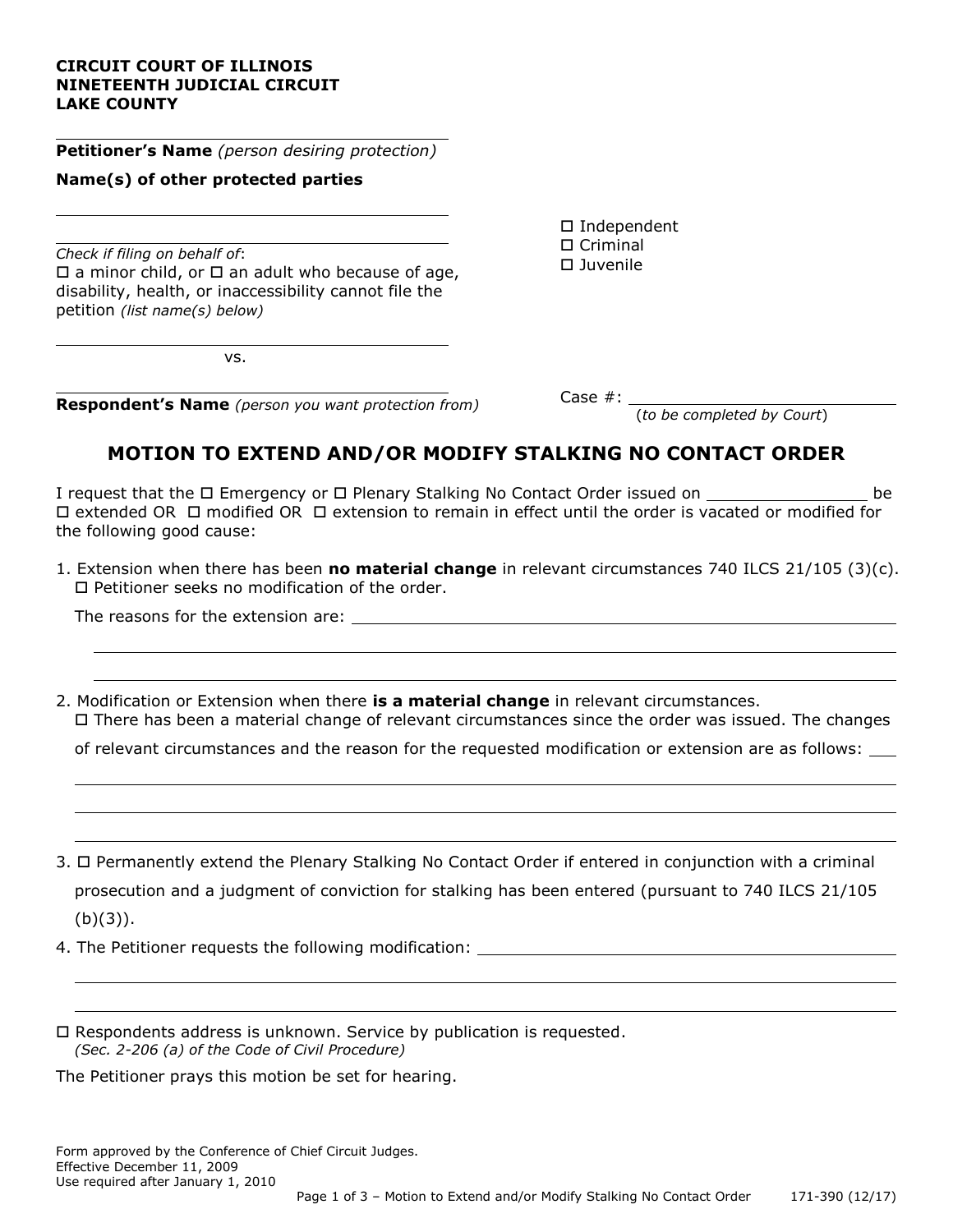**CIRCUIT COURT OF ILLINOIS**
**NINETEENTH JUDICIAL CIRCUIT**
**LAKE COUNTY**

______________________________
**Petitioner's Name** *(person desiring protection)*

**Name(s) of other protected parties**

______________________________

______________________________

*Check if filing on behalf of*:
☐ a minor child, or ☐ an adult who because of age, disability, health, or inaccessibility cannot file the petition *(list name(s) below)*

______________________________

vs.

______________________________
**Respondent's Name** *(person you want protection from)*

☐ Independent
☐ Criminal
☐ Juvenile

Case #: ______________________
(*to be completed by Court*)

## MOTION TO EXTEND AND/OR MODIFY STALKING NO CONTACT ORDER

I request that the ☐ Emergency or ☐ Plenary Stalking No Contact Order issued on ______________ be ☐ extended OR ☐ modified OR ☐ extension to remain in effect until the order is vacated or modified for the following good cause:

1. Extension when there has been **no material change** in relevant circumstances 740 ILCS 21/105 (3)(c).
   ☐ Petitioner seeks no modification of the order.

   The reasons for the extension are: ______________________________________________

   ______________________________________________________________________

   ______________________________________________________________________

2. Modification or Extension when there **is a material change** in relevant circumstances.
   ☐ There has been a material change of relevant circumstances since the order was issued. The changes of relevant circumstances and the reason for the requested modification or extension are as follows: ____

   ______________________________________________________________________

   ______________________________________________________________________

   ______________________________________________________________________

3. ☐ Permanently extend the Plenary Stalking No Contact Order if entered in conjunction with a criminal prosecution and a judgment of conviction for stalking has been entered (pursuant to 740 ILCS 21/105 (b)(3)).

4. The Petitioner requests the following modification: ______________________________

   ______________________________________________________________________

   ______________________________________________________________________

☐ Respondents address is unknown. Service by publication is requested.
*(Sec. 2-206 (a) of the Code of Civil Procedure)*

The Petitioner prays this motion be set for hearing.

Form approved by the Conference of Chief Circuit Judges.
Effective December 11, 2009
Use required after January 1, 2010

171-390 (12/17)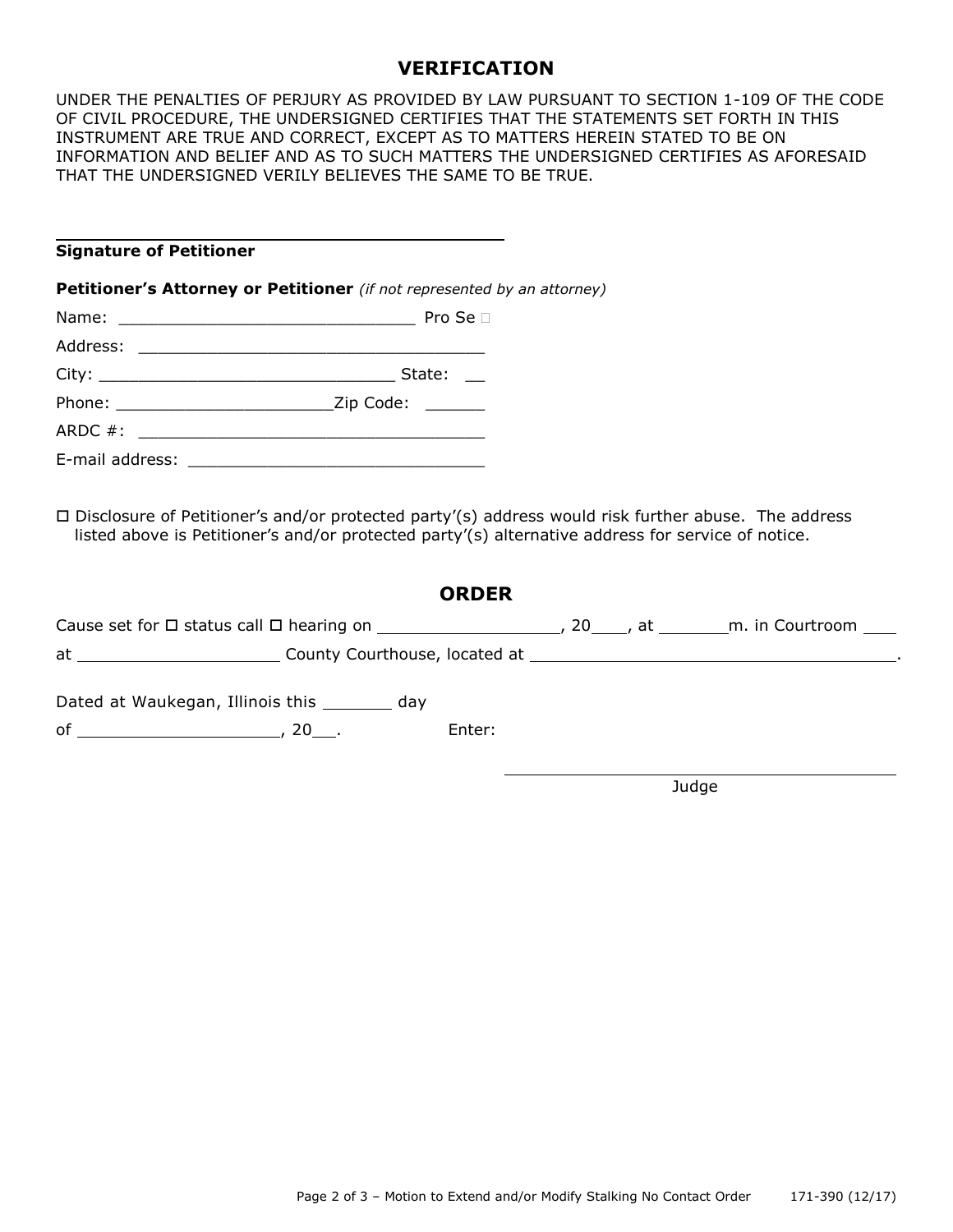## VERIFICATION

UNDER THE PENALTIES OF PERJURY AS PROVIDED BY LAW PURSUANT TO SECTION 1-109 OF THE CODE OF CIVIL PROCEDURE, THE UNDERSIGNED CERTIFIES THAT THE STATEMENTS SET FORTH IN THIS INSTRUMENT ARE TRUE AND CORRECT, EXCEPT AS TO MATTERS HEREIN STATED TO BE ON INFORMATION AND BELIEF AND AS TO SUCH MATTERS THE UNDERSIGNED CERTIFIES AS AFORESAID THAT THE UNDERSIGNED VERILY BELIEVES THE SAME TO BE TRUE.

_____________________________________________

**Signature of Petitioner**

**Petitioner's Attorney or Petitioner** *(if not represented by an attorney)*

Name: ______________________________ Pro Se ☐

Address: ___________________________________

City: ______________________________ State: __

Phone: ______________________Zip Code: ______

ARDC #: ___________________________________

E-mail address: ______________________________

☐ Disclosure of Petitioner's and/or protected party'(s) address would risk further abuse. The address listed above is Petitioner's and/or protected party'(s) alternative address for service of notice.

## ORDER

Cause set for ☐ status call ☐ hearing on __________________, 20____, at _______m. in Courtroom ____ at ____________________ County Courthouse, located at ______________________________________.

Dated at Waukegan, Illinois this _______ day of ____________________, 20___.

Enter:

_____________________________________________

Judge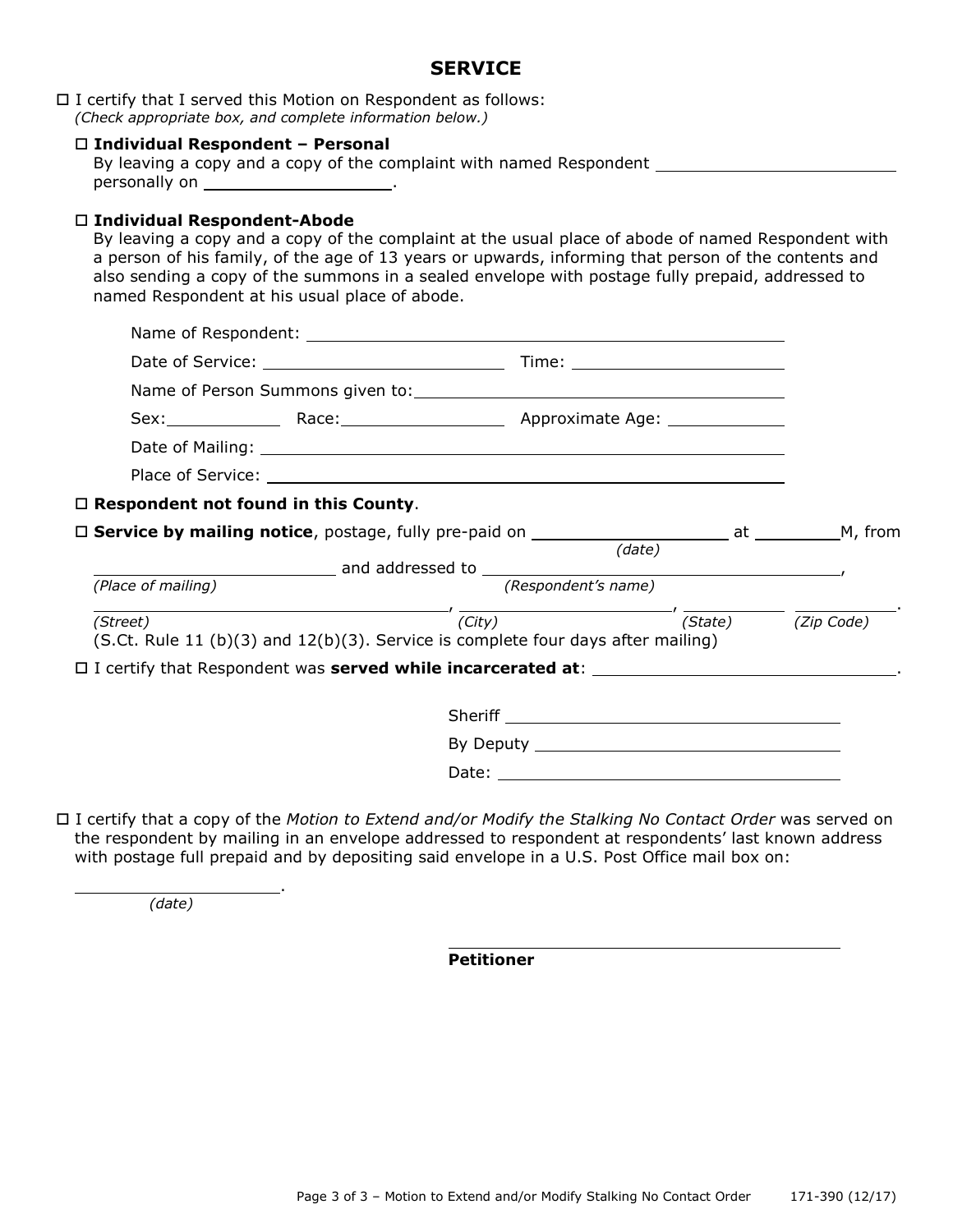## SERVICE

☐ I certify that I served this Motion on Respondent as follows:
*(Check appropriate box, and complete information below.)*

☐ **Individual Respondent – Personal**
By leaving a copy and a copy of the complaint with named Respondent ____________________ personally on ________________.

☐ **Individual Respondent-Abode**
By leaving a copy and a copy of the complaint at the usual place of abode of named Respondent with a person of his family, of the age of 13 years or upwards, informing that person of the contents and also sending a copy of the summons in a sealed envelope with postage fully prepaid, addressed to named Respondent at his usual place of abode.

Name of Respondent: ________________________________________

Date of Service: ____________________ Time: __________________

Name of Person Summons given to: ________________________________

Sex: __________ Race: ______________ Approximate Age: __________

Date of Mailing: ________________________________________

Place of Service: ________________________________________

☐ **Respondent not found in this County**.

☐ **Service by mailing notice**, postage, fully pre-paid on ________________ *(date)* at ________M, from ____________________ *(Place of mailing)* and addressed to ________________________________ *(Respondent's name)*,

____________________ *(Street)*, ________________ *(City)*, __________ *(State)* __________ *(Zip Code)*.
(S.Ct. Rule 11 (b)(3) and 12(b)(3). Service is complete four days after mailing)

☐ I certify that Respondent was **served while incarcerated at**: ________________________.

Sheriff ________________________________

By Deputy ______________________________

Date: __________________________________

☐ I certify that a copy of the *Motion to Extend and/or Modify the Stalking No Contact Order* was served on the respondent by mailing in an envelope addressed to respondent at respondents' last known address with postage full prepaid and by depositing said envelope in a U.S. Post Office mail box on:

____________________.
*(date)*

________________________________
**Petitioner**